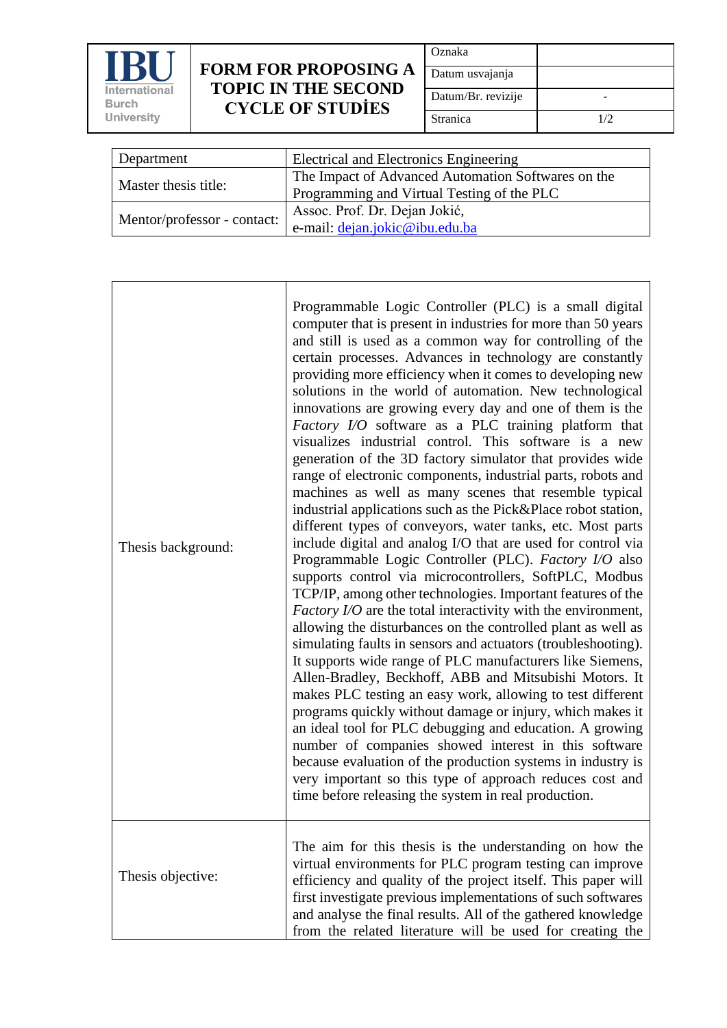| IBU International Burch University | FORM FOR PROPOSING A TOPIC IN THE SECOND CYCLE OF STUDİES | Oznaka | |
|---|---|---|---|
| | | Datum usvajanja | |
| | | Datum/Br. revizije | - |
| | | Stranica | 1/2 |

| Department | Electrical and Electronics Engineering |
|---|---|
| Master thesis title: | The Impact of Advanced Automation Softwares on the Programming and Virtual Testing of the PLC |
| Mentor/professor - contact: | Assoc. Prof. Dr. Dejan Jokić, e-mail: dejan.jokic@ibu.edu.ba |

| | |
|---|---|
| Thesis background: | Programmable Logic Controller (PLC) is a small digital computer that is present in industries for more than 50 years and still is used as a common way for controlling of the certain processes. Advances in technology are constantly providing more efficiency when it comes to developing new solutions in the world of automation. New technological innovations are growing every day and one of them is the *Factory I/O* software as a PLC training platform that visualizes industrial control. This software is a new generation of the 3D factory simulator that provides wide range of electronic components, industrial parts, robots and machines as well as many scenes that resemble typical industrial applications such as the Pick&Place robot station, different types of conveyors, water tanks, etc. Most parts include digital and analog I/O that are used for control via Programmable Logic Controller (PLC). *Factory I/O* also supports control via microcontrollers, SoftPLC, Modbus TCP/IP, among other technologies. Important features of the *Factory I/O* are the total interactivity with the environment, allowing the disturbances on the controlled plant as well as simulating faults in sensors and actuators (troubleshooting). It supports wide range of PLC manufacturers like Siemens, Allen-Bradley, Beckhoff, ABB and Mitsubishi Motors. It makes PLC testing an easy work, allowing to test different programs quickly without damage or injury, which makes it an ideal tool for PLC debugging and education. A growing number of companies showed interest in this software because evaluation of the production systems in industry is very important so this type of approach reduces cost and time before releasing the system in real production. |
| Thesis objective: | The aim for this thesis is the understanding on how the virtual environments for PLC program testing can improve efficiency and quality of the project itself. This paper will first investigate previous implementations of such softwares and analyse the final results. All of the gathered knowledge from the related literature will be used for creating the |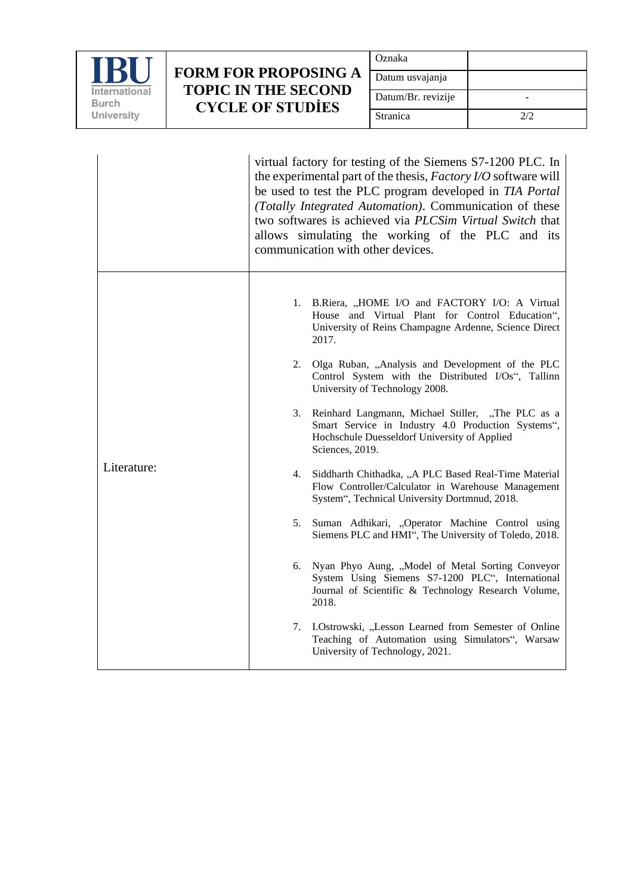| | |
|---|---|
| | virtual factory for testing of the Siemens S7-1200 PLC. In the experimental part of the thesis, *Factory I/O* software will be used to test the PLC program developed in *TIA Portal (Totally Integrated Automation)*. Communication of these two softwares is achieved via *PLCSim Virtual Switch* that allows simulating the working of the PLC and its communication with other devices. |
| Literature: | 1. B.Riera, „HOME I/O and FACTORY I/O: A Virtual House and Virtual Plant for Control Education", University of Reins Champagne Ardenne, Science Direct 2017.<br>2. Olga Ruban, „Analysis and Development of the PLC Control System with the Distributed I/Os", Tallinn University of Technology 2008.<br>3. Reinhard Langmann, Michael Stiller, „The PLC as a Smart Service in Industry 4.0 Production Systems", Hochschule Duesseldorf University of Applied Sciences, 2019.<br>4. Siddharth Chithadka, „A PLC Based Real-Time Material Flow Controller/Calculator in Warehouse Management System", Technical University Dortmnud, 2018.<br>5. Suman Adhikari, „Operator Machine Control using Siemens PLC and HMI", The University of Toledo, 2018.<br>6. Nyan Phyo Aung, „Model of Metal Sorting Conveyor System Using Siemens S7-1200 PLC", International Journal of Scientific & Technology Research Volume, 2018.<br>7. I.Ostrowski, „Lesson Learned from Semester of Online Teaching of Automation using Simulators", Warsaw University of Technology, 2021. |